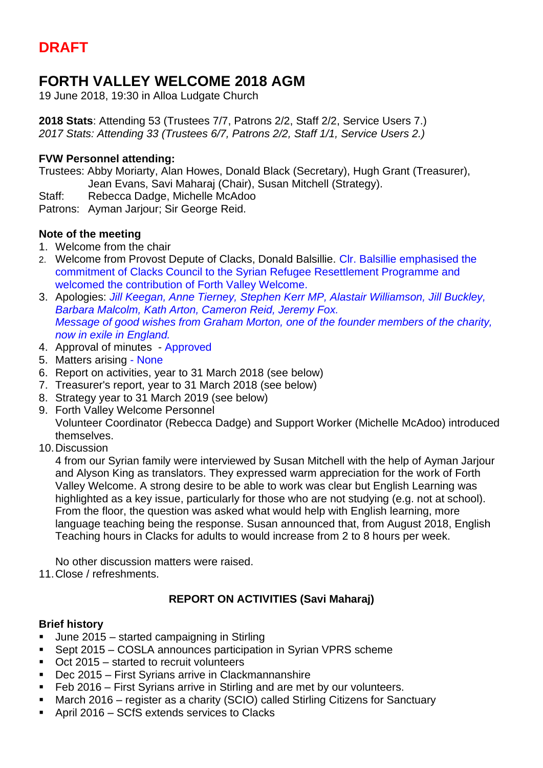**DRAFT**

# FORTH VALLEY WELCOME 2018 AGM

19 June 2018, 19:30 in Alloa Ludgate Church

**2018 Stats**: Attending 53 (Trustees 7/7, Patrons 2/2, Staff 2/2, Service Users 7.)
*2017 Stats: Attending 33 (Trustees 6/7, Patrons 2/2, Staff 1/1, Service Users 2.)*

**FVW Personnel attending:**

Trustees: Abby Moriarty, Alan Howes, Donald Black (Secretary), Hugh Grant (Treasurer), Jean Evans, Savi Maharaj (Chair), Susan Mitchell (Strategy).
Staff: Rebecca Dadge, Michelle McAdoo
Patrons: Ayman Jarjour; Sir George Reid.

**Note of the meeting**

1. Welcome from the chair
2. Welcome from Provost Depute of Clacks, Donald Balsillie. Clr. Balsillie emphasised the commitment of Clacks Council to the Syrian Refugee Resettlement Programme and welcomed the contribution of Forth Valley Welcome.
3. Apologies: *Jill Keegan, Anne Tierney, Stephen Kerr MP, Alastair Williamson, Jill Buckley, Barbara Malcolm, Kath Arton, Cameron Reid, Jeremy Fox.*
   *Message of good wishes from Graham Morton, one of the founder members of the charity, now in exile in England.*
4. Approval of minutes - Approved
5. Matters arising - None
6. Report on activities, year to 31 March 2018 (see below)
7. Treasurer's report, year to 31 March 2018 (see below)
8. Strategy year to 31 March 2019 (see below)
9. Forth Valley Welcome Personnel
   Volunteer Coordinator (Rebecca Dadge) and Support Worker (Michelle McAdoo) introduced themselves.
10. Discussion
    4 from our Syrian family were interviewed by Susan Mitchell with the help of Ayman Jarjour and Alyson King as translators. They expressed warm appreciation for the work of Forth Valley Welcome. A strong desire to be able to work was clear but English Learning was highlighted as a key issue, particularly for those who are not studying (e.g. not at school). From the floor, the question was asked what would help with English learning, more language teaching being the response. Susan announced that, from August 2018, English Teaching hours in Clacks for adults to would increase from 2 to 8 hours per week.

    No other discussion matters were raised.
11. Close / refreshments.

## REPORT ON ACTIVITIES (Savi Maharaj)

**Brief history**

- June 2015 – started campaigning in Stirling
- Sept 2015 – COSLA announces participation in Syrian VPRS scheme
- Oct 2015 – started to recruit volunteers
- Dec 2015 – First Syrians arrive in Clackmannanshire
- Feb 2016 – First Syrians arrive in Stirling and are met by our volunteers.
- March 2016 – register as a charity (SCIO) called Stirling Citizens for Sanctuary
- April 2016 – SCfS extends services to Clacks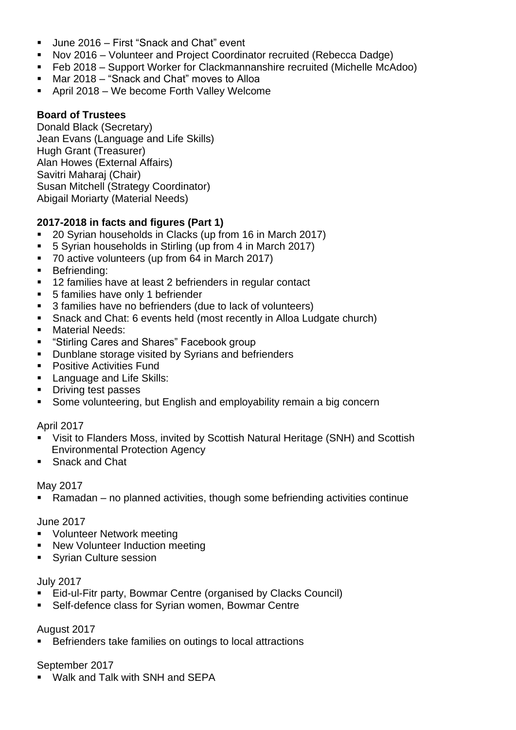- June 2016 – First "Snack and Chat" event
- Nov 2016 – Volunteer and Project Coordinator recruited (Rebecca Dadge)
- Feb 2018 – Support Worker for Clackmannanshire recruited (Michelle McAdoo)
- Mar 2018 – "Snack and Chat" moves to Alloa
- April 2018 – We become Forth Valley Welcome

**Board of Trustees**

Donald Black (Secretary)
Jean Evans (Language and Life Skills)
Hugh Grant (Treasurer)
Alan Howes (External Affairs)
Savitri Maharaj (Chair)
Susan Mitchell (Strategy Coordinator)
Abigail Moriarty (Material Needs)

**2017-2018 in facts and figures (Part 1)**

- 20 Syrian households in Clacks (up from 16 in March 2017)
- 5 Syrian households in Stirling (up from 4 in March 2017)
- 70 active volunteers (up from 64 in March 2017)
- Befriending:
- 12 families have at least 2 befrienders in regular contact
- 5 families have only 1 befriender
- 3 families have no befrienders (due to lack of volunteers)
- Snack and Chat: 6 events held (most recently in Alloa Ludgate church)
- Material Needs:
- "Stirling Cares and Shares" Facebook group
- Dunblane storage visited by Syrians and befrienders
- Positive Activities Fund
- Language and Life Skills:
- Driving test passes
- Some volunteering, but English and employability remain a big concern

April 2017

- Visit to Flanders Moss, invited by Scottish Natural Heritage (SNH) and Scottish Environmental Protection Agency
- Snack and Chat

May 2017

- Ramadan – no planned activities, though some befriending activities continue

June 2017

- Volunteer Network meeting
- New Volunteer Induction meeting
- Syrian Culture session

July 2017

- Eid-ul-Fitr party, Bowmar Centre (organised by Clacks Council)
- Self-defence class for Syrian women, Bowmar Centre

August 2017

- Befrienders take families on outings to local attractions

September 2017

- Walk and Talk with SNH and SEPA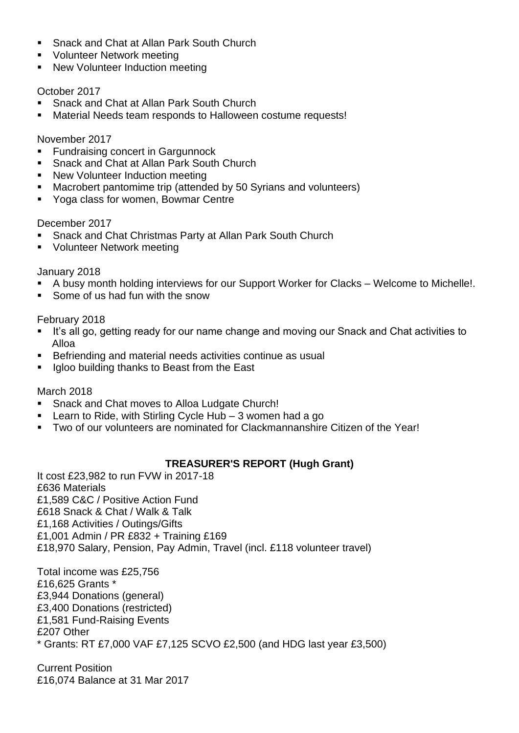- Snack and Chat at Allan Park South Church
- Volunteer Network meeting
- New Volunteer Induction meeting

October 2017

- Snack and Chat at Allan Park South Church
- Material Needs team responds to Halloween costume requests!

November 2017

- Fundraising concert in Gargunnock
- Snack and Chat at Allan Park South Church
- New Volunteer Induction meeting
- Macrobert pantomime trip (attended by 50 Syrians and volunteers)
- Yoga class for women, Bowmar Centre

December 2017

- Snack and Chat Christmas Party at Allan Park South Church
- Volunteer Network meeting

January 2018

- A busy month holding interviews for our Support Worker for Clacks – Welcome to Michelle!.
- Some of us had fun with the snow

February 2018

- It's all go, getting ready for our name change and moving our Snack and Chat activities to Alloa
- Befriending and material needs activities continue as usual
- Igloo building thanks to Beast from the East

March 2018

- Snack and Chat moves to Alloa Ludgate Church!
- Learn to Ride, with Stirling Cycle Hub – 3 women had a go
- Two of our volunteers are nominated for Clackmannanshire Citizen of the Year!

## TREASURER'S REPORT (Hugh Grant)

It cost £23,982 to run FVW in 2017-18
£636 Materials
£1,589 C&C / Positive Action Fund
£618 Snack & Chat / Walk & Talk
£1,168 Activities / Outings/Gifts
£1,001 Admin / PR £832 + Training £169
£18,970 Salary, Pension, Pay Admin, Travel (incl. £118 volunteer travel)

Total income was £25,756
£16,625 Grants *
£3,944 Donations (general)
£3,400 Donations (restricted)
£1,581 Fund-Raising Events
£207 Other
* Grants: RT £7,000 VAF £7,125 SCVO £2,500 (and HDG last year £3,500)

Current Position
£16,074 Balance at 31 Mar 2017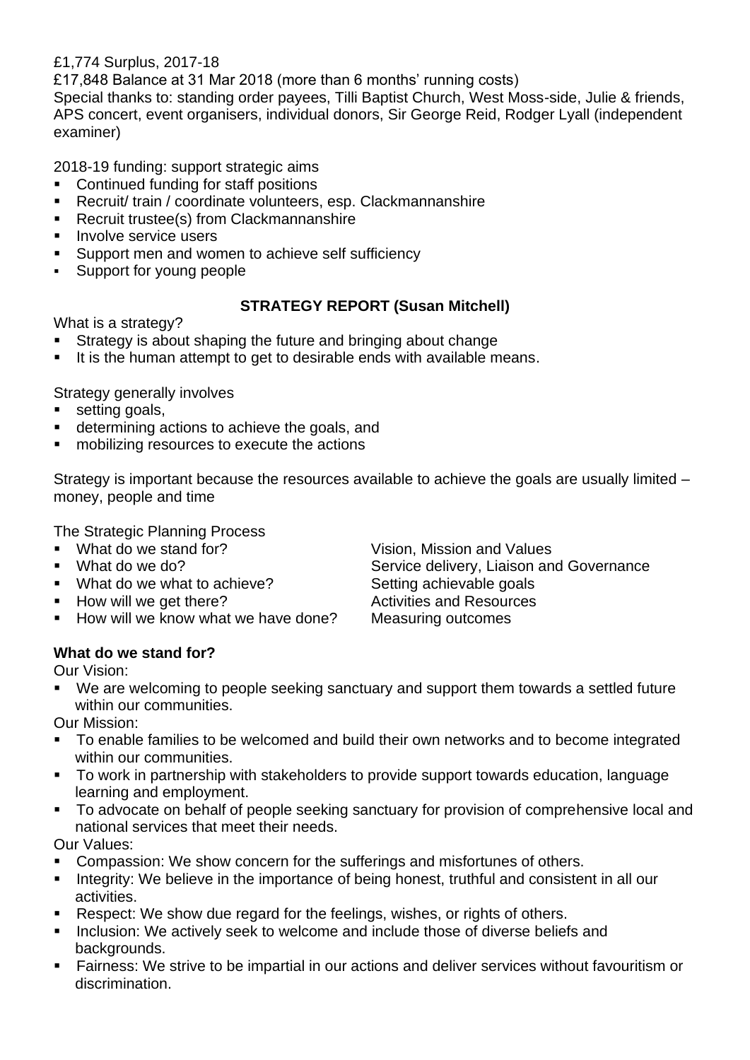£1,774 Surplus, 2017-18
£17,848 Balance at 31 Mar 2018 (more than 6 months' running costs)
Special thanks to: standing order payees, Tilli Baptist Church, West Moss-side, Julie & friends, APS concert, event organisers, individual donors, Sir George Reid, Rodger Lyall (independent examiner)

2018-19 funding: support strategic aims

- Continued funding for staff positions
- Recruit/ train / coordinate volunteers, esp. Clackmannanshire
- Recruit trustee(s) from Clackmannanshire
- Involve service users
- Support men and women to achieve self sufficiency
- Support for young people

## STRATEGY REPORT (Susan Mitchell)

What is a strategy?

- Strategy is about shaping the future and bringing about change
- It is the human attempt to get to desirable ends with available means.

Strategy generally involves

- setting goals,
- determining actions to achieve the goals, and
- mobilizing resources to execute the actions

Strategy is important because the resources available to achieve the goals are usually limited – money, people and time

The Strategic Planning Process

- What do we stand for? — Vision, Mission and Values
- What do we do? — Service delivery, Liaison and Governance
- What do we what to achieve? — Setting achievable goals
- How will we get there? — Activities and Resources
- How will we know what we have done? — Measuring outcomes

**What do we stand for?**

Our Vision:

- We are welcoming to people seeking sanctuary and support them towards a settled future within our communities.

Our Mission:

- To enable families to be welcomed and build their own networks and to become integrated within our communities.
- To work in partnership with stakeholders to provide support towards education, language learning and employment.
- To advocate on behalf of people seeking sanctuary for provision of comprehensive local and national services that meet their needs.

Our Values:

- Compassion: We show concern for the sufferings and misfortunes of others.
- Integrity: We believe in the importance of being honest, truthful and consistent in all our activities.
- Respect: We show due regard for the feelings, wishes, or rights of others.
- Inclusion: We actively seek to welcome and include those of diverse beliefs and backgrounds.
- Fairness: We strive to be impartial in our actions and deliver services without favouritism or discrimination.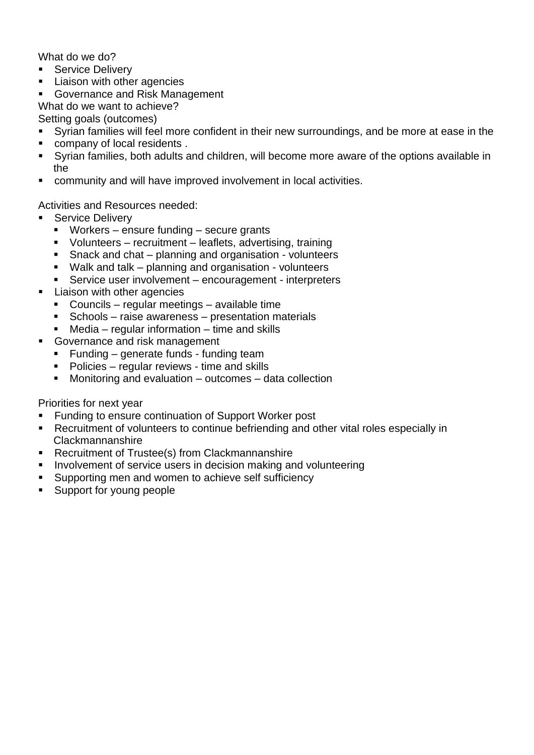What do we do?

- Service Delivery
- Liaison with other agencies
- Governance and Risk Management

What do we want to achieve?

Setting goals (outcomes)

- Syrian families will feel more confident in their new surroundings, and be more at ease in the
- company of local residents .
- Syrian families, both adults and children, will become more aware of the options available in the
- community and will have improved involvement in local activities.

Activities and Resources needed:

- Service Delivery
  - Workers – ensure funding – secure grants
  - Volunteers – recruitment – leaflets, advertising, training
  - Snack and chat – planning and organisation - volunteers
  - Walk and talk – planning and organisation - volunteers
  - Service user involvement – encouragement - interpreters
- Liaison with other agencies
  - Councils – regular meetings – available time
  - Schools – raise awareness – presentation materials
  - Media – regular information – time and skills
- Governance and risk management
  - Funding – generate funds - funding team
  - Policies – regular reviews - time and skills
  - Monitoring and evaluation – outcomes – data collection

Priorities for next year

- Funding to ensure continuation of Support Worker post
- Recruitment of volunteers to continue befriending and other vital roles especially in Clackmannanshire
- Recruitment of Trustee(s) from Clackmannanshire
- Involvement of service users in decision making and volunteering
- Supporting men and women to achieve self sufficiency
- Support for young people